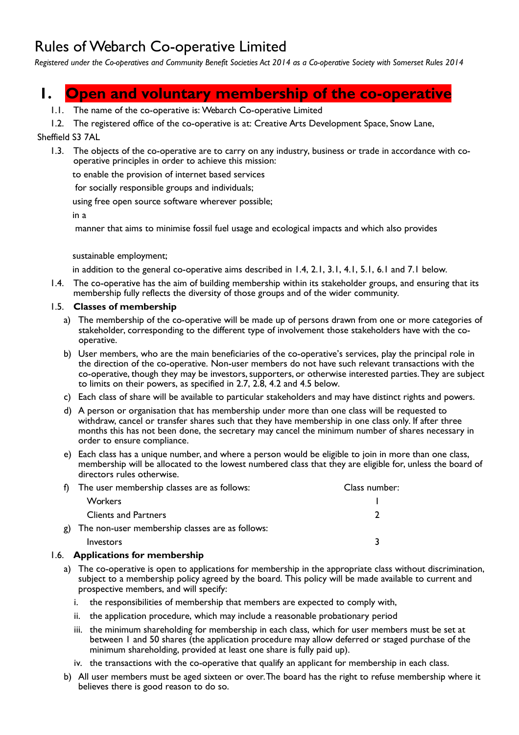# Rules of Webarch Co-operative Limited

*Registered under the Co-operatives and Community Benefit Societies Act 2014 as a Co-operative Society with Somerset Rules 2014*

## 1. Open and voluntary membership of the co-operative

1.1. The name of the co-operative is: Webarch Co-operative Limited

1.2. The registered office of the co-operative is at: Creative Arts Development Space, Snow Lane, Sheffield S3 7AL

1.3. The objects of the co-operative are to carry on any industry, business or trade in accordance with co-operative principles in order to achieve this mission:

to enable the provision of internet based services

for socially responsible groups and individuals;

using free open source software wherever possible;

in a

manner that aims to minimise fossil fuel usage and ecological impacts and which also provides

sustainable employment;

in addition to the general co-operative aims described in 1.4, 2.1, 3.1, 4.1, 5.1, 6.1 and 7.1 below.

1.4. The co-operative has the aim of building membership within its stakeholder groups, and ensuring that its membership fully reflects the diversity of those groups and of the wider community.

1.5. **Classes of membership**

a) The membership of the co-operative will be made up of persons drawn from one or more categories of stakeholder, corresponding to the different type of involvement those stakeholders have with the co-operative.

b) User members, who are the main beneficiaries of the co-operative's services, play the principal role in the direction of the co-operative. Non-user members do not have such relevant transactions with the co-operative, though they may be investors, supporters, or otherwise interested parties. They are subject to limits on their powers, as specified in 2.7, 2.8, 4.2 and 4.5 below.

c) Each class of share will be available to particular stakeholders and may have distinct rights and powers.

d) A person or organisation that has membership under more than one class will be requested to withdraw, cancel or transfer shares such that they have membership in one class only. If after three months this has not been done, the secretary may cancel the minimum number of shares necessary in order to ensure compliance.

e) Each class has a unique number, and where a person would be eligible to join in more than one class, membership will be allocated to the lowest numbered class that they are eligible for, unless the board of directors rules otherwise.

f) The user membership classes are as follows:

| | Class number: |
|---|---|
| Workers | 1 |
| Clients and Partners | 2 |

g) The non-user membership classes are as follows:

| | |
|---|---|
| Investors | 3 |

1.6. **Applications for membership**

a) The co-operative is open to applications for membership in the appropriate class without discrimination, subject to a membership policy agreed by the board. This policy will be made available to current and prospective members, and will specify:

   i. the responsibilities of membership that members are expected to comply with,

   ii. the application procedure, which may include a reasonable probationary period

   iii. the minimum shareholding for membership in each class, which for user members must be set at between 1 and 50 shares (the application procedure may allow deferred or staged purchase of the minimum shareholding, provided at least one share is fully paid up).

   iv. the transactions with the co-operative that qualify an applicant for membership in each class.

b) All user members must be aged sixteen or over. The board has the right to refuse membership where it believes there is good reason to do so.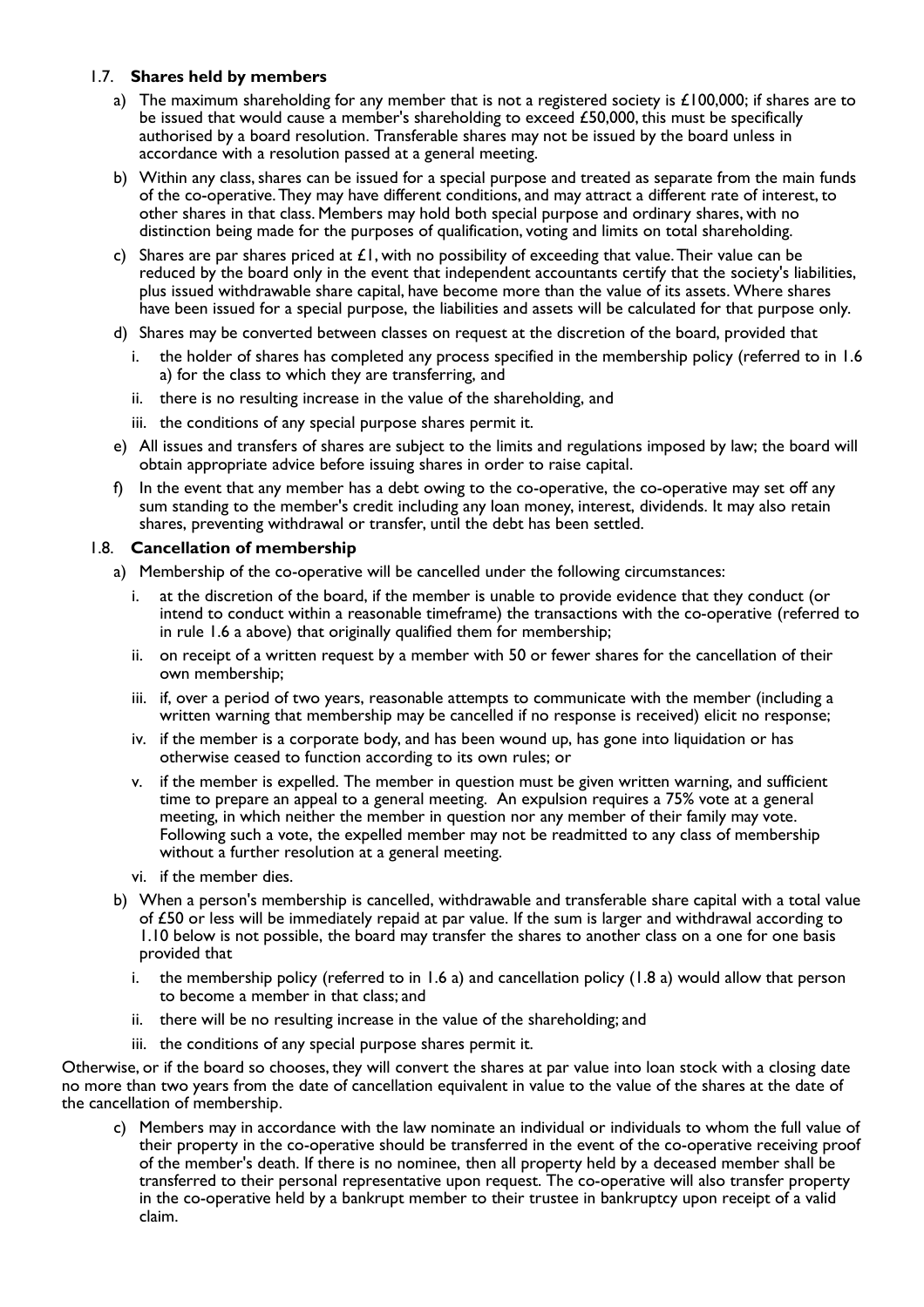### 1.7. **Shares held by members**

a) The maximum shareholding for any member that is not a registered society is £100,000; if shares are to be issued that would cause a member's shareholding to exceed £50,000, this must be specifically authorised by a board resolution. Transferable shares may not be issued by the board unless in accordance with a resolution passed at a general meeting.

b) Within any class, shares can be issued for a special purpose and treated as separate from the main funds of the co-operative. They may have different conditions, and may attract a different rate of interest, to other shares in that class. Members may hold both special purpose and ordinary shares, with no distinction being made for the purposes of qualification, voting and limits on total shareholding.

c) Shares are par shares priced at £1, with no possibility of exceeding that value. Their value can be reduced by the board only in the event that independent accountants certify that the society's liabilities, plus issued withdrawable share capital, have become more than the value of its assets. Where shares have been issued for a special purpose, the liabilities and assets will be calculated for that purpose only.

d) Shares may be converted between classes on request at the discretion of the board, provided that

   i. the holder of shares has completed any process specified in the membership policy (referred to in 1.6 a) for the class to which they are transferring, and
   
   ii. there is no resulting increase in the value of the shareholding, and
   
   iii. the conditions of any special purpose shares permit it.

e) All issues and transfers of shares are subject to the limits and regulations imposed by law; the board will obtain appropriate advice before issuing shares in order to raise capital.

f) In the event that any member has a debt owing to the co-operative, the co-operative may set off any sum standing to the member's credit including any loan money, interest, dividends. It may also retain shares, preventing withdrawal or transfer, until the debt has been settled.

### 1.8. **Cancellation of membership**

a) Membership of the co-operative will be cancelled under the following circumstances:

   i. at the discretion of the board, if the member is unable to provide evidence that they conduct (or intend to conduct within a reasonable timeframe) the transactions with the co-operative (referred to in rule 1.6 a above) that originally qualified them for membership;
   
   ii. on receipt of a written request by a member with 50 or fewer shares for the cancellation of their own membership;
   
   iii. if, over a period of two years, reasonable attempts to communicate with the member (including a written warning that membership may be cancelled if no response is received) elicit no response;
   
   iv. if the member is a corporate body, and has been wound up, has gone into liquidation or has otherwise ceased to function according to its own rules; or
   
   v. if the member is expelled. The member in question must be given written warning, and sufficient time to prepare an appeal to a general meeting. An expulsion requires a 75% vote at a general meeting, in which neither the member in question nor any member of their family may vote. Following such a vote, the expelled member may not be readmitted to any class of membership without a further resolution at a general meeting.
   
   vi. if the member dies.

b) When a person's membership is cancelled, withdrawable and transferable share capital with a total value of £50 or less will be immediately repaid at par value. If the sum is larger and withdrawal according to 1.10 below is not possible, the board may transfer the shares to another class on a one for one basis provided that

   i. the membership policy (referred to in 1.6 a) and cancellation policy (1.8 a) would allow that person to become a member in that class; and
   
   ii. there will be no resulting increase in the value of the shareholding; and
   
   iii. the conditions of any special purpose shares permit it.

Otherwise, or if the board so chooses, they will convert the shares at par value into loan stock with a closing date no more than two years from the date of cancellation equivalent in value to the value of the shares at the date of the cancellation of membership.

c) Members may in accordance with the law nominate an individual or individuals to whom the full value of their property in the co-operative should be transferred in the event of the co-operative receiving proof of the member's death. If there is no nominee, then all property held by a deceased member shall be transferred to their personal representative upon request. The co-operative will also transfer property in the co-operative held by a bankrupt member to their trustee in bankruptcy upon receipt of a valid claim.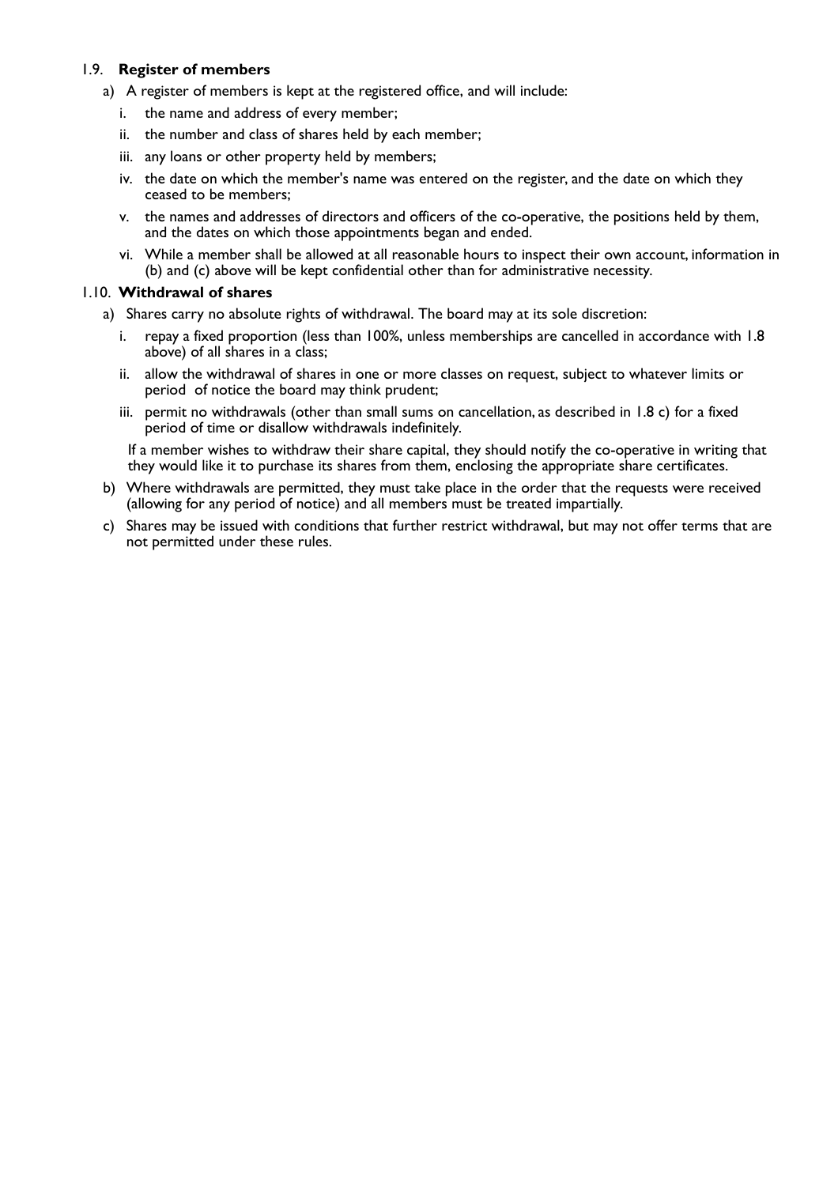### 1.9. **Register of members**

a) A register of members is kept at the registered office, and will include:

   i. the name and address of every member;

   ii. the number and class of shares held by each member;

   iii. any loans or other property held by members;

   iv. the date on which the member's name was entered on the register, and the date on which they ceased to be members;

   v. the names and addresses of directors and officers of the co-operative, the positions held by them, and the dates on which those appointments began and ended.

   vi. While a member shall be allowed at all reasonable hours to inspect their own account, information in (b) and (c) above will be kept confidential other than for administrative necessity.

### 1.10. **Withdrawal of shares**

a) Shares carry no absolute rights of withdrawal. The board may at its sole discretion:

   i. repay a fixed proportion (less than 100%, unless memberships are cancelled in accordance with 1.8 above) of all shares in a class;

   ii. allow the withdrawal of shares in one or more classes on request, subject to whatever limits or period of notice the board may think prudent;

   iii. permit no withdrawals (other than small sums on cancellation, as described in 1.8 c) for a fixed period of time or disallow withdrawals indefinitely.

   If a member wishes to withdraw their share capital, they should notify the co-operative in writing that they would like it to purchase its shares from them, enclosing the appropriate share certificates.

b) Where withdrawals are permitted, they must take place in the order that the requests were received (allowing for any period of notice) and all members must be treated impartially.

c) Shares may be issued with conditions that further restrict withdrawal, but may not offer terms that are not permitted under these rules.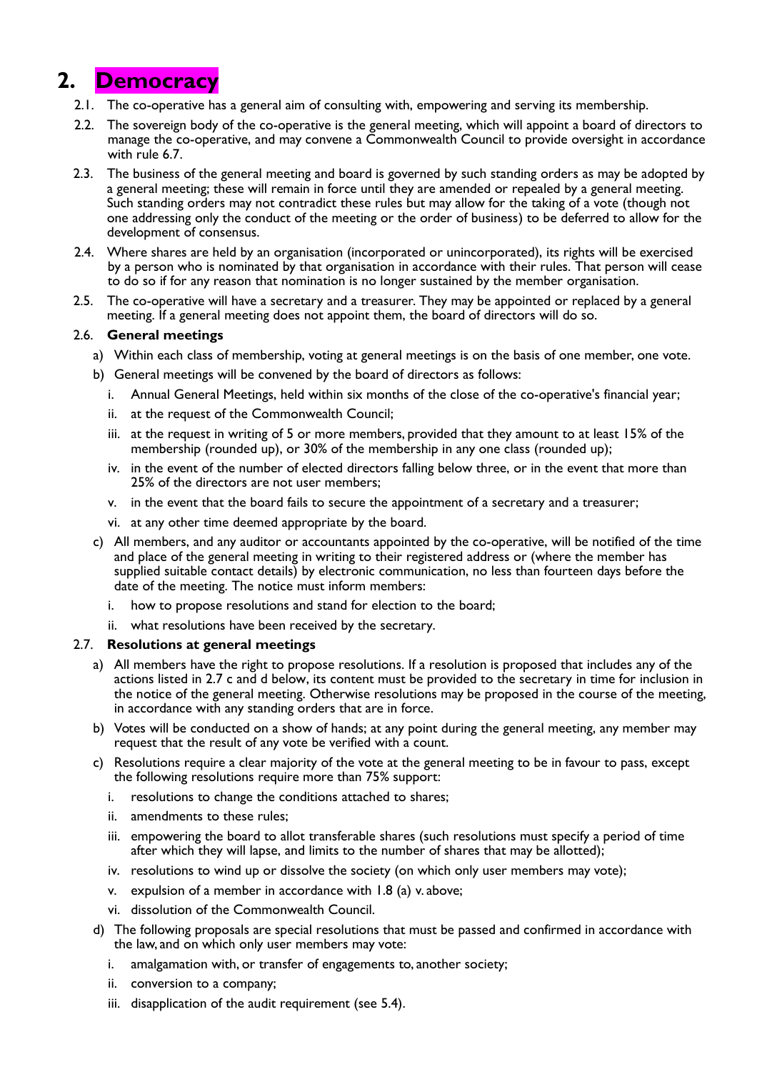# 2. Democracy

2.1. The co-operative has a general aim of consulting with, empowering and serving its membership.

2.2. The sovereign body of the co-operative is the general meeting, which will appoint a board of directors to manage the co-operative, and may convene a Commonwealth Council to provide oversight in accordance with rule 6.7.

2.3. The business of the general meeting and board is governed by such standing orders as may be adopted by a general meeting; these will remain in force until they are amended or repealed by a general meeting. Such standing orders may not contradict these rules but may allow for the taking of a vote (though not one addressing only the conduct of the meeting or the order of business) to be deferred to allow for the development of consensus.

2.4. Where shares are held by an organisation (incorporated or unincorporated), its rights will be exercised by a person who is nominated by that organisation in accordance with their rules. That person will cease to do so if for any reason that nomination is no longer sustained by the member organisation.

2.5. The co-operative will have a secretary and a treasurer. They may be appointed or replaced by a general meeting. If a general meeting does not appoint them, the board of directors will do so.

2.6. **General meetings**

a) Within each class of membership, voting at general meetings is on the basis of one member, one vote.

b) General meetings will be convened by the board of directors as follows:

   i. Annual General Meetings, held within six months of the close of the co-operative's financial year;

   ii. at the request of the Commonwealth Council;

   iii. at the request in writing of 5 or more members, provided that they amount to at least 15% of the membership (rounded up), or 30% of the membership in any one class (rounded up);

   iv. in the event of the number of elected directors falling below three, or in the event that more than 25% of the directors are not user members;

   v. in the event that the board fails to secure the appointment of a secretary and a treasurer;

   vi. at any other time deemed appropriate by the board.

c) All members, and any auditor or accountants appointed by the co-operative, will be notified of the time and place of the general meeting in writing to their registered address or (where the member has supplied suitable contact details) by electronic communication, no less than fourteen days before the date of the meeting. The notice must inform members:

   i. how to propose resolutions and stand for election to the board;

   ii. what resolutions have been received by the secretary.

2.7. **Resolutions at general meetings**

a) All members have the right to propose resolutions. If a resolution is proposed that includes any of the actions listed in 2.7 c and d below, its content must be provided to the secretary in time for inclusion in the notice of the general meeting. Otherwise resolutions may be proposed in the course of the meeting, in accordance with any standing orders that are in force.

b) Votes will be conducted on a show of hands; at any point during the general meeting, any member may request that the result of any vote be verified with a count.

c) Resolutions require a clear majority of the vote at the general meeting to be in favour to pass, except the following resolutions require more than 75% support:

   i. resolutions to change the conditions attached to shares;

   ii. amendments to these rules;

   iii. empowering the board to allot transferable shares (such resolutions must specify a period of time after which they will lapse, and limits to the number of shares that may be allotted);

   iv. resolutions to wind up or dissolve the society (on which only user members may vote);

   v. expulsion of a member in accordance with 1.8 (a) v. above;

   vi. dissolution of the Commonwealth Council.

d) The following proposals are special resolutions that must be passed and confirmed in accordance with the law, and on which only user members may vote:

   i. amalgamation with, or transfer of engagements to, another society;

   ii. conversion to a company;

   iii. disapplication of the audit requirement (see 5.4).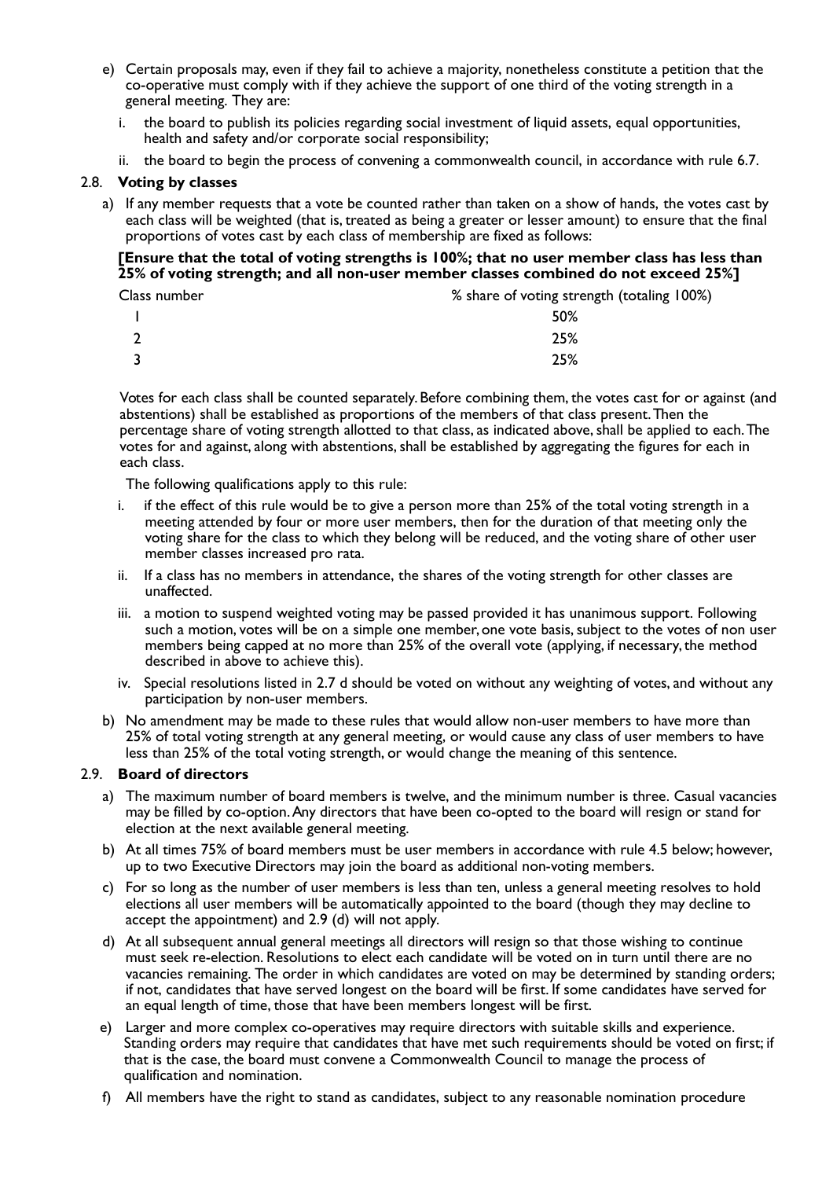e) Certain proposals may, even if they fail to achieve a majority, nonetheless constitute a petition that the co-operative must comply with if they achieve the support of one third of the voting strength in a general meeting. They are:

   i. the board to publish its policies regarding social investment of liquid assets, equal opportunities, health and safety and/or corporate social responsibility;

   ii. the board to begin the process of convening a commonwealth council, in accordance with rule 6.7.

### 2.8. Voting by classes

a) If any member requests that a vote be counted rather than taken on a show of hands, the votes cast by each class will be weighted (that is, treated as being a greater or lesser amount) to ensure that the final proportions of votes cast by each class of membership are fixed as follows:

**[Ensure that the total of voting strengths is 100%; that no user member class has less than 25% of voting strength; and all non-user member classes combined do not exceed 25%]**

| Class number | % share of voting strength (totaling 100%) |
|---|---|
| 1 | 50% |
| 2 | 25% |
| 3 | 25% |

Votes for each class shall be counted separately. Before combining them, the votes cast for or against (and abstentions) shall be established as proportions of the members of that class present. Then the percentage share of voting strength allotted to that class, as indicated above, shall be applied to each. The votes for and against, along with abstentions, shall be established by aggregating the figures for each in each class.

The following qualifications apply to this rule:

   i. if the effect of this rule would be to give a person more than 25% of the total voting strength in a meeting attended by four or more user members, then for the duration of that meeting only the voting share for the class to which they belong will be reduced, and the voting share of other user member classes increased pro rata.

   ii. If a class has no members in attendance, the shares of the voting strength for other classes are unaffected.

   iii. a motion to suspend weighted voting may be passed provided it has unanimous support. Following such a motion, votes will be on a simple one member, one vote basis, subject to the votes of non user members being capped at no more than 25% of the overall vote (applying, if necessary, the method described in above to achieve this).

   iv. Special resolutions listed in 2.7 d should be voted on without any weighting of votes, and without any participation by non-user members.

b) No amendment may be made to these rules that would allow non-user members to have more than 25% of total voting strength at any general meeting, or would cause any class of user members to have less than 25% of the total voting strength, or would change the meaning of this sentence.

### 2.9. Board of directors

a) The maximum number of board members is twelve, and the minimum number is three. Casual vacancies may be filled by co-option. Any directors that have been co-opted to the board will resign or stand for election at the next available general meeting.

b) At all times 75% of board members must be user members in accordance with rule 4.5 below; however, up to two Executive Directors may join the board as additional non-voting members.

c) For so long as the number of user members is less than ten, unless a general meeting resolves to hold elections all user members will be automatically appointed to the board (though they may decline to accept the appointment) and 2.9 (d) will not apply.

d) At all subsequent annual general meetings all directors will resign so that those wishing to continue must seek re-election. Resolutions to elect each candidate will be voted on in turn until there are no vacancies remaining. The order in which candidates are voted on may be determined by standing orders; if not, candidates that have served longest on the board will be first. If some candidates have served for an equal length of time, those that have been members longest will be first.

e) Larger and more complex co-operatives may require directors with suitable skills and experience. Standing orders may require that candidates that have met such requirements should be voted on first; if that is the case, the board must convene a Commonwealth Council to manage the process of qualification and nomination.

f) All members have the right to stand as candidates, subject to any reasonable nomination procedure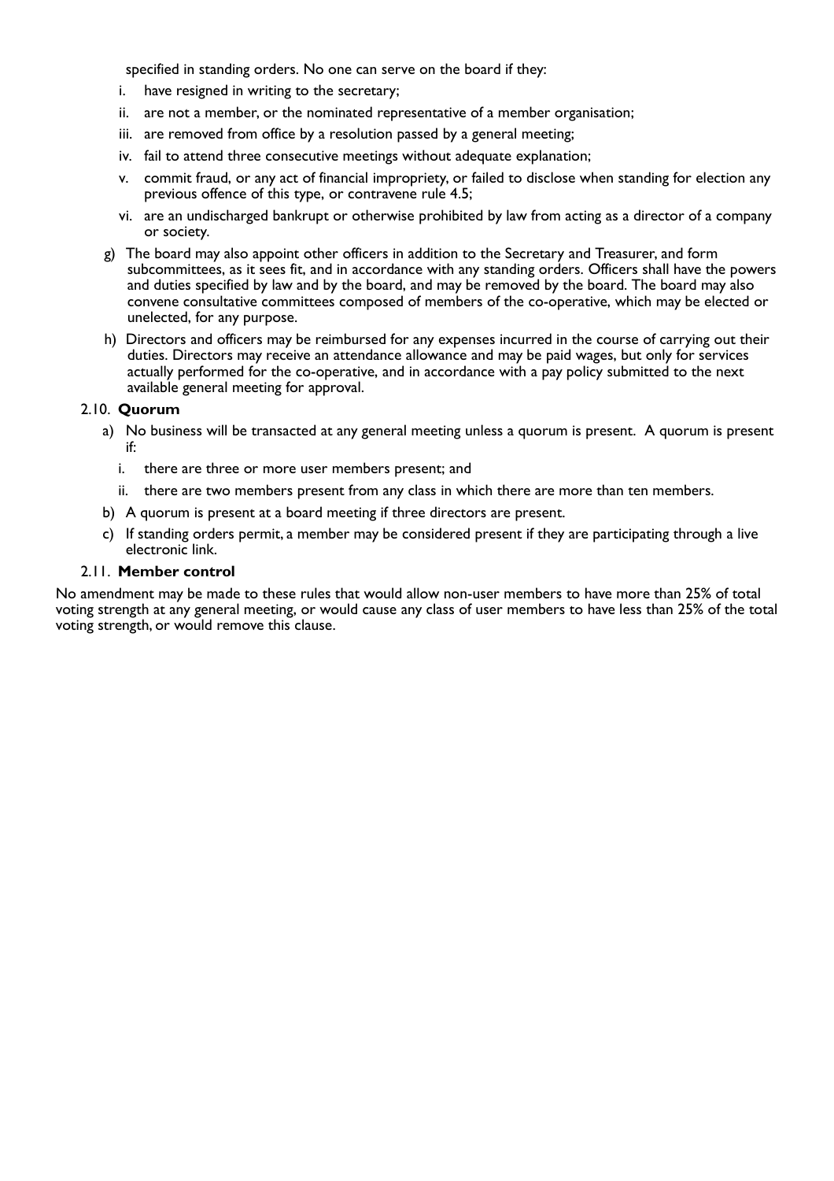specified in standing orders. No one can serve on the board if they:

i. have resigned in writing to the secretary;
ii. are not a member, or the nominated representative of a member organisation;
iii. are removed from office by a resolution passed by a general meeting;
iv. fail to attend three consecutive meetings without adequate explanation;
v. commit fraud, or any act of financial impropriety, or failed to disclose when standing for election any previous offence of this type, or contravene rule 4.5;
vi. are an undischarged bankrupt or otherwise prohibited by law from acting as a director of a company or society.

g) The board may also appoint other officers in addition to the Secretary and Treasurer, and form subcommittees, as it sees fit, and in accordance with any standing orders. Officers shall have the powers and duties specified by law and by the board, and may be removed by the board. The board may also convene consultative committees composed of members of the co-operative, which may be elected or unelected, for any purpose.

h) Directors and officers may be reimbursed for any expenses incurred in the course of carrying out their duties. Directors may receive an attendance allowance and may be paid wages, but only for services actually performed for the co-operative, and in accordance with a pay policy submitted to the next available general meeting for approval.

### 2.10. **Quorum**

a) No business will be transacted at any general meeting unless a quorum is present. A quorum is present if:

   i. there are three or more user members present; and
   ii. there are two members present from any class in which there are more than ten members.

b) A quorum is present at a board meeting if three directors are present.

c) If standing orders permit, a member may be considered present if they are participating through a live electronic link.

### 2.11. **Member control**

No amendment may be made to these rules that would allow non-user members to have more than 25% of total voting strength at any general meeting, or would cause any class of user members to have less than 25% of the total voting strength, or would remove this clause.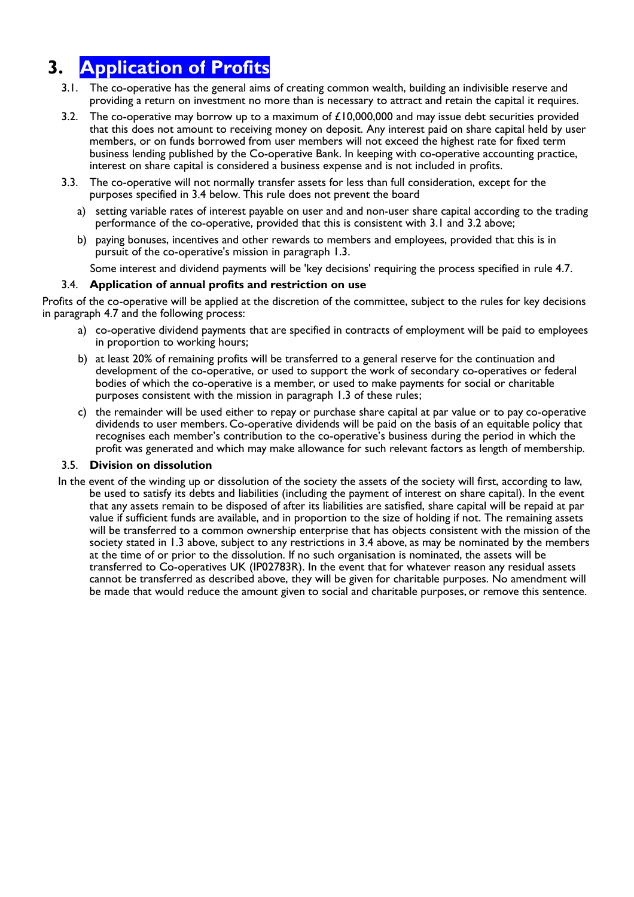# 3. Application of Profits

3.1. The co-operative has the general aims of creating common wealth, building an indivisible reserve and providing a return on investment no more than is necessary to attract and retain the capital it requires.

3.2. The co-operative may borrow up to a maximum of £10,000,000 and may issue debt securities provided that this does not amount to receiving money on deposit. Any interest paid on share capital held by user members, or on funds borrowed from user members will not exceed the highest rate for fixed term business lending published by the Co-operative Bank. In keeping with co-operative accounting practice, interest on share capital is considered a business expense and is not included in profits.

3.3. The co-operative will not normally transfer assets for less than full consideration, except for the purposes specified in 3.4 below. This rule does not prevent the board

a) setting variable rates of interest payable on user and and non-user share capital according to the trading performance of the co-operative, provided that this is consistent with 3.1 and 3.2 above;

b) paying bonuses, incentives and other rewards to members and employees, provided that this is in pursuit of the co-operative's mission in paragraph 1.3.

Some interest and dividend payments will be 'key decisions' requiring the process specified in rule 4.7.

### 3.4. Application of annual profits and restriction on use

Profits of the co-operative will be applied at the discretion of the committee, subject to the rules for key decisions in paragraph 4.7 and the following process:

a) co-operative dividend payments that are specified in contracts of employment will be paid to employees in proportion to working hours;

b) at least 20% of remaining profits will be transferred to a general reserve for the continuation and development of the co-operative, or used to support the work of secondary co-operatives or federal bodies of which the co-operative is a member, or used to make payments for social or charitable purposes consistent with the mission in paragraph 1.3 of these rules;

c) the remainder will be used either to repay or purchase share capital at par value or to pay co-operative dividends to user members. Co-operative dividends will be paid on the basis of an equitable policy that recognises each member's contribution to the co-operative's business during the period in which the profit was generated and which may make allowance for such relevant factors as length of membership.

### 3.5. Division on dissolution

In the event of the winding up or dissolution of the society the assets of the society will first, according to law, be used to satisfy its debts and liabilities (including the payment of interest on share capital). In the event that any assets remain to be disposed of after its liabilities are satisfied, share capital will be repaid at par value if sufficient funds are available, and in proportion to the size of holding if not. The remaining assets will be transferred to a common ownership enterprise that has objects consistent with the mission of the society stated in 1.3 above, subject to any restrictions in 3.4 above, as may be nominated by the members at the time of or prior to the dissolution. If no such organisation is nominated, the assets will be transferred to Co-operatives UK (IP02783R). In the event that for whatever reason any residual assets cannot be transferred as described above, they will be given for charitable purposes. No amendment will be made that would reduce the amount given to social and charitable purposes, or remove this sentence.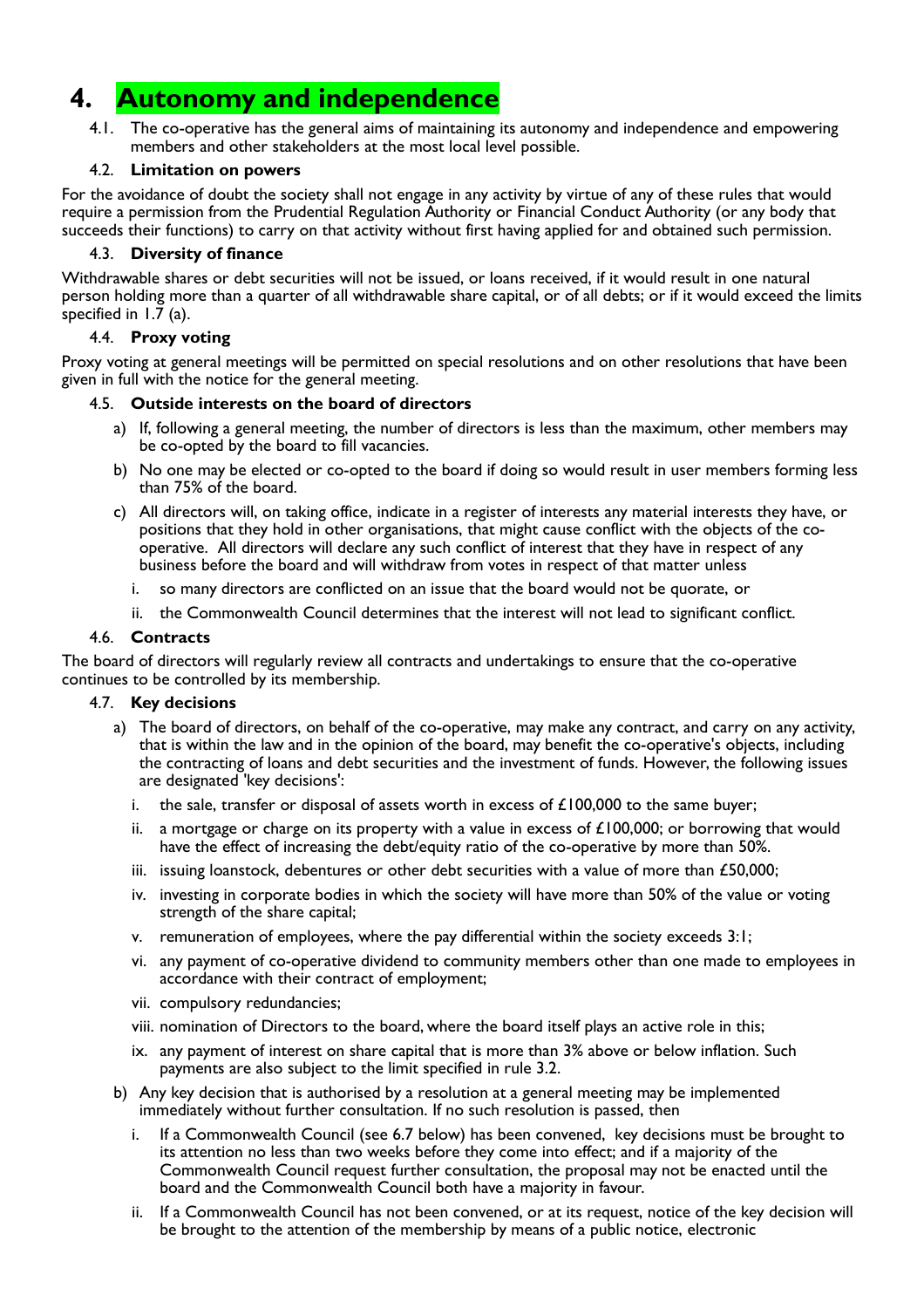# 4. Autonomy and independence

4.1. The co-operative has the general aims of maintaining its autonomy and independence and empowering members and other stakeholders at the most local level possible.

### 4.2. Limitation on powers

For the avoidance of doubt the society shall not engage in any activity by virtue of any of these rules that would require a permission from the Prudential Regulation Authority or Financial Conduct Authority (or any body that succeeds their functions) to carry on that activity without first having applied for and obtained such permission.

### 4.3. Diversity of finance

Withdrawable shares or debt securities will not be issued, or loans received, if it would result in one natural person holding more than a quarter of all withdrawable share capital, or of all debts; or if it would exceed the limits specified in 1.7 (a).

### 4.4. Proxy voting

Proxy voting at general meetings will be permitted on special resolutions and on other resolutions that have been given in full with the notice for the general meeting.

### 4.5. Outside interests on the board of directors

a) If, following a general meeting, the number of directors is less than the maximum, other members may be co-opted by the board to fill vacancies.

b) No one may be elected or co-opted to the board if doing so would result in user members forming less than 75% of the board.

c) All directors will, on taking office, indicate in a register of interests any material interests they have, or positions that they hold in other organisations, that might cause conflict with the objects of the co-operative. All directors will declare any such conflict of interest that they have in respect of any business before the board and will withdraw from votes in respect of that matter unless

   i. so many directors are conflicted on an issue that the board would not be quorate, or

   ii. the Commonwealth Council determines that the interest will not lead to significant conflict.

### 4.6. Contracts

The board of directors will regularly review all contracts and undertakings to ensure that the co-operative continues to be controlled by its membership.

### 4.7. Key decisions

a) The board of directors, on behalf of the co-operative, may make any contract, and carry on any activity, that is within the law and in the opinion of the board, may benefit the co-operative's objects, including the contracting of loans and debt securities and the investment of funds. However, the following issues are designated 'key decisions':

   i. the sale, transfer or disposal of assets worth in excess of £100,000 to the same buyer;

   ii. a mortgage or charge on its property with a value in excess of £100,000; or borrowing that would have the effect of increasing the debt/equity ratio of the co-operative by more than 50%.

   iii. issuing loanstock, debentures or other debt securities with a value of more than £50,000;

   iv. investing in corporate bodies in which the society will have more than 50% of the value or voting strength of the share capital;

   v. remuneration of employees, where the pay differential within the society exceeds 3:1;

   vi. any payment of co-operative dividend to community members other than one made to employees in accordance with their contract of employment;

   vii. compulsory redundancies;

   viii. nomination of Directors to the board, where the board itself plays an active role in this;

   ix. any payment of interest on share capital that is more than 3% above or below inflation. Such payments are also subject to the limit specified in rule 3.2.

b) Any key decision that is authorised by a resolution at a general meeting may be implemented immediately without further consultation. If no such resolution is passed, then

   i. If a Commonwealth Council (see 6.7 below) has been convened, key decisions must be brought to its attention no less than two weeks before they come into effect; and if a majority of the Commonwealth Council request further consultation, the proposal may not be enacted until the board and the Commonwealth Council both have a majority in favour.

   ii. If a Commonwealth Council has not been convened, or at its request, notice of the key decision will be brought to the attention of the membership by means of a public notice, electronic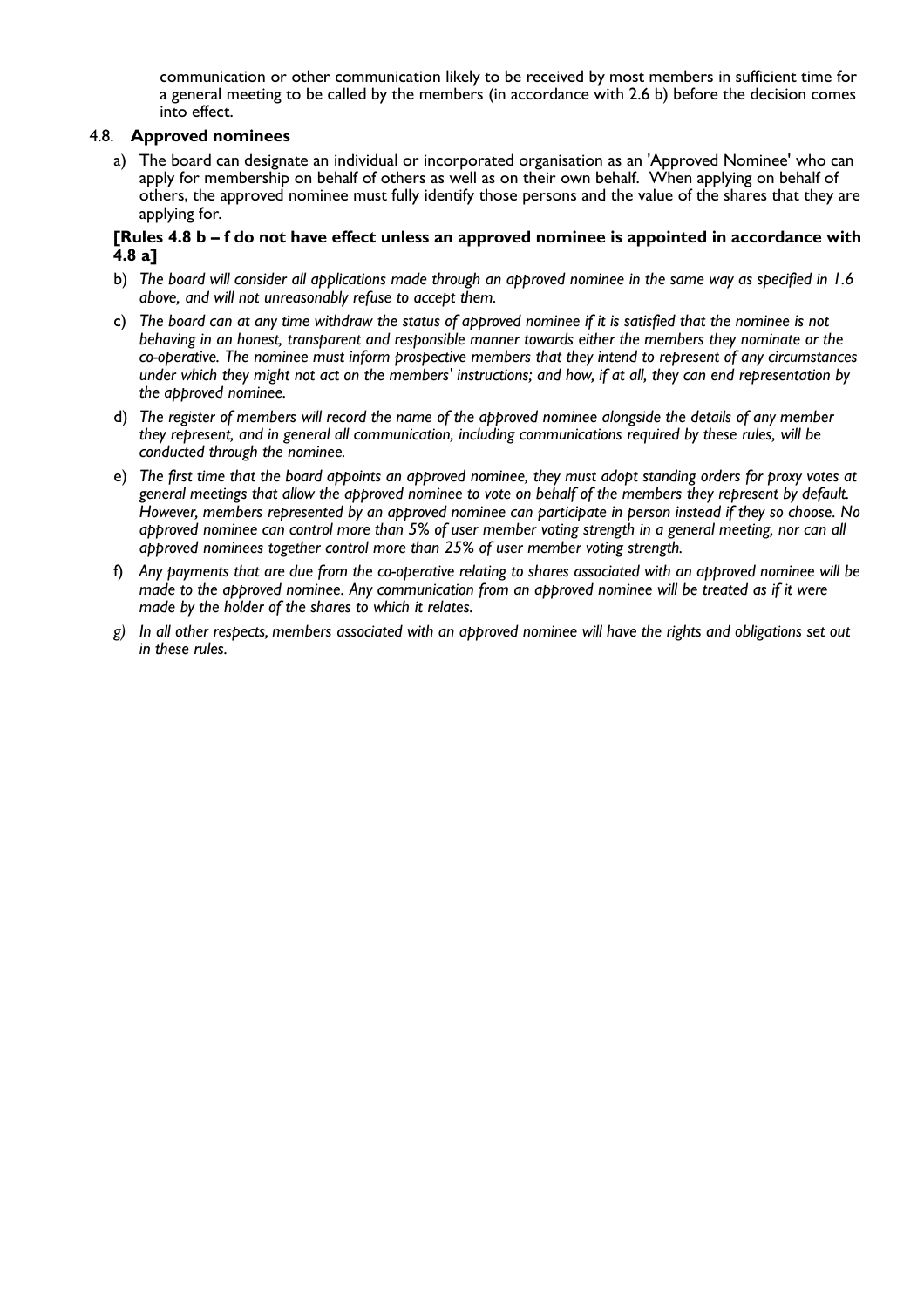communication or other communication likely to be received by most members in sufficient time for a general meeting to be called by the members (in accordance with 2.6 b) before the decision comes into effect.

4.8. **Approved nominees**

a) The board can designate an individual or incorporated organisation as an 'Approved Nominee' who can apply for membership on behalf of others as well as on their own behalf. When applying on behalf of others, the approved nominee must fully identify those persons and the value of the shares that they are applying for.

**[Rules 4.8 b – f do not have effect unless an approved nominee is appointed in accordance with 4.8 a]**

b) *The board will consider all applications made through an approved nominee in the same way as specified in 1.6 above, and will not unreasonably refuse to accept them.*

c) *The board can at any time withdraw the status of approved nominee if it is satisfied that the nominee is not behaving in an honest, transparent and responsible manner towards either the members they nominate or the co-operative. The nominee must inform prospective members that they intend to represent of any circumstances under which they might not act on the members' instructions; and how, if at all, they can end representation by the approved nominee.*

d) *The register of members will record the name of the approved nominee alongside the details of any member they represent, and in general all communication, including communications required by these rules, will be conducted through the nominee.*

e) *The first time that the board appoints an approved nominee, they must adopt standing orders for proxy votes at general meetings that allow the approved nominee to vote on behalf of the members they represent by default. However, members represented by an approved nominee can participate in person instead if they so choose. No approved nominee can control more than 5% of user member voting strength in a general meeting, nor can all approved nominees together control more than 25% of user member voting strength.*

f) *Any payments that are due from the co-operative relating to shares associated with an approved nominee will be made to the approved nominee. Any communication from an approved nominee will be treated as if it were made by the holder of the shares to which it relates.*

g) *In all other respects, members associated with an approved nominee will have the rights and obligations set out in these rules.*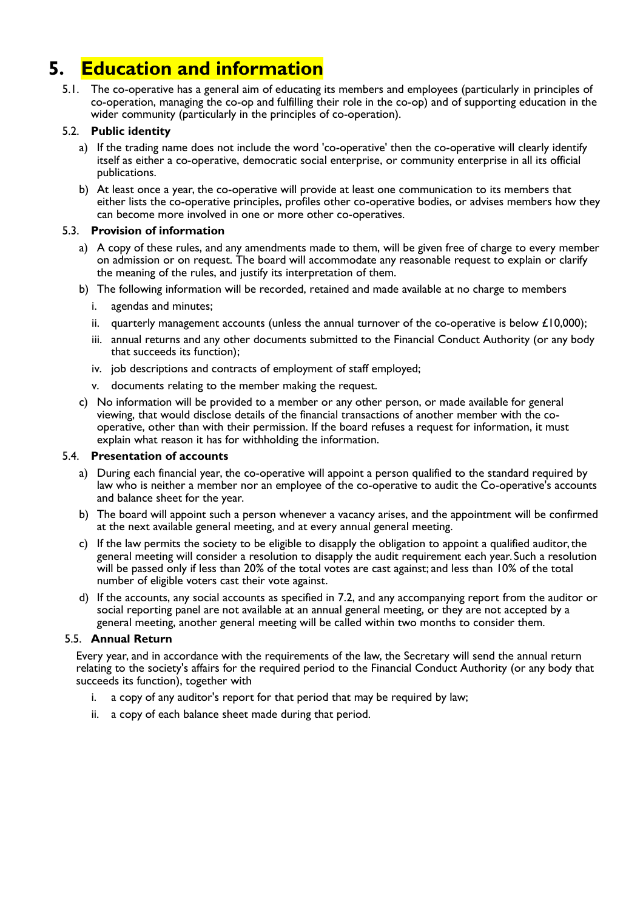# 5. Education and information

5.1. The co-operative has a general aim of educating its members and employees (particularly in principles of co-operation, managing the co-op and fulfilling their role in the co-op) and of supporting education in the wider community (particularly in the principles of co-operation).

### 5.2. Public identity

a) If the trading name does not include the word 'co-operative' then the co-operative will clearly identify itself as either a co-operative, democratic social enterprise, or community enterprise in all its official publications.

b) At least once a year, the co-operative will provide at least one communication to its members that either lists the co-operative principles, profiles other co-operative bodies, or advises members how they can become more involved in one or more other co-operatives.

### 5.3. Provision of information

a) A copy of these rules, and any amendments made to them, will be given free of charge to every member on admission or on request. The board will accommodate any reasonable request to explain or clarify the meaning of the rules, and justify its interpretation of them.

b) The following information will be recorded, retained and made available at no charge to members

   i. agendas and minutes;

   ii. quarterly management accounts (unless the annual turnover of the co-operative is below £10,000);

   iii. annual returns and any other documents submitted to the Financial Conduct Authority (or any body that succeeds its function);

   iv. job descriptions and contracts of employment of staff employed;

   v. documents relating to the member making the request.

c) No information will be provided to a member or any other person, or made available for general viewing, that would disclose details of the financial transactions of another member with the co-operative, other than with their permission. If the board refuses a request for information, it must explain what reason it has for withholding the information.

### 5.4. Presentation of accounts

a) During each financial year, the co-operative will appoint a person qualified to the standard required by law who is neither a member nor an employee of the co-operative to audit the Co-operative's accounts and balance sheet for the year.

b) The board will appoint such a person whenever a vacancy arises, and the appointment will be confirmed at the next available general meeting, and at every annual general meeting.

c) If the law permits the society to be eligible to disapply the obligation to appoint a qualified auditor, the general meeting will consider a resolution to disapply the audit requirement each year. Such a resolution will be passed only if less than 20% of the total votes are cast against; and less than 10% of the total number of eligible voters cast their vote against.

d) If the accounts, any social accounts as specified in 7.2, and any accompanying report from the auditor or social reporting panel are not available at an annual general meeting, or they are not accepted by a general meeting, another general meeting will be called within two months to consider them.

### 5.5. Annual Return

Every year, and in accordance with the requirements of the law, the Secretary will send the annual return relating to the society's affairs for the required period to the Financial Conduct Authority (or any body that succeeds its function), together with

   i. a copy of any auditor's report for that period that may be required by law;

   ii. a copy of each balance sheet made during that period.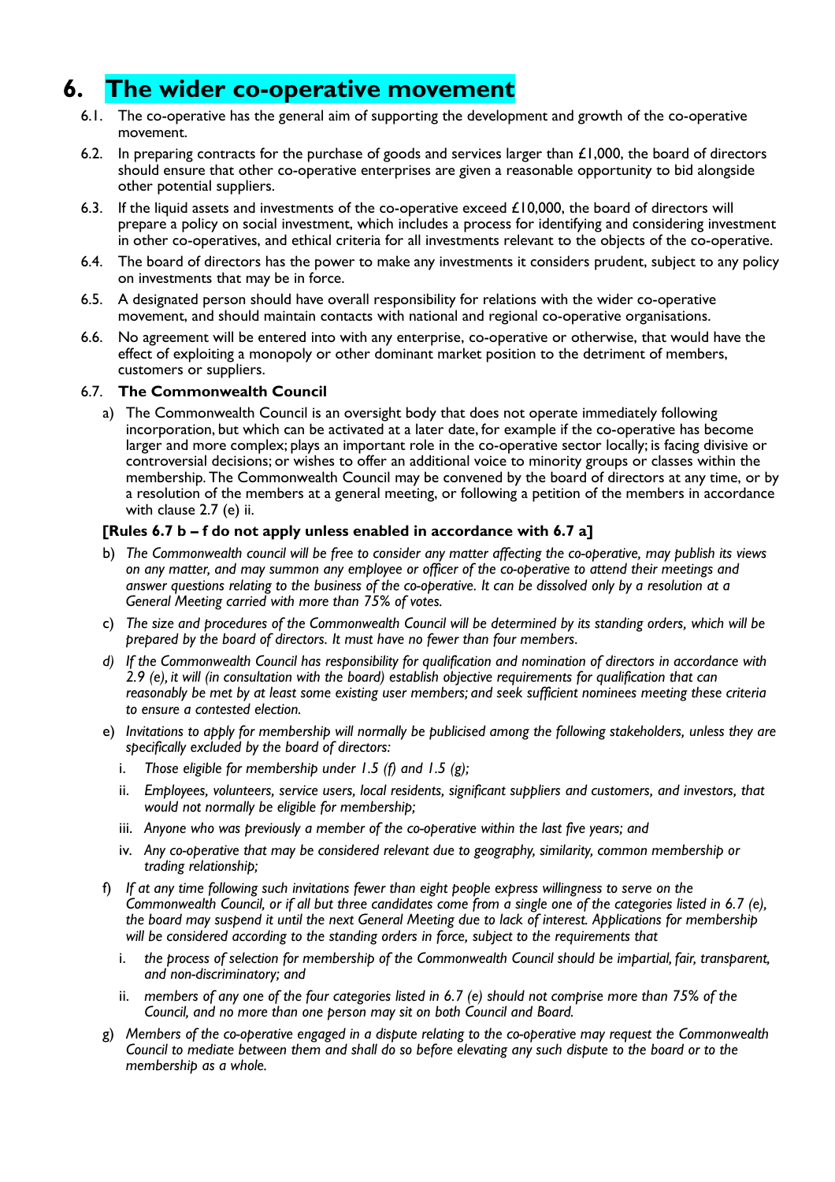# 6. The wider co-operative movement

6.1. The co-operative has the general aim of supporting the development and growth of the co-operative movement.

6.2. In preparing contracts for the purchase of goods and services larger than £1,000, the board of directors should ensure that other co-operative enterprises are given a reasonable opportunity to bid alongside other potential suppliers.

6.3. If the liquid assets and investments of the co-operative exceed £10,000, the board of directors will prepare a policy on social investment, which includes a process for identifying and considering investment in other co-operatives, and ethical criteria for all investments relevant to the objects of the co-operative.

6.4. The board of directors has the power to make any investments it considers prudent, subject to any policy on investments that may be in force.

6.5. A designated person should have overall responsibility for relations with the wider co-operative movement, and should maintain contacts with national and regional co-operative organisations.

6.6. No agreement will be entered into with any enterprise, co-operative or otherwise, that would have the effect of exploiting a monopoly or other dominant market position to the detriment of members, customers or suppliers.

6.7. **The Commonwealth Council**

a) The Commonwealth Council is an oversight body that does not operate immediately following incorporation, but which can be activated at a later date, for example if the co-operative has become larger and more complex; plays an important role in the co-operative sector locally; is facing divisive or controversial decisions; or wishes to offer an additional voice to minority groups or classes within the membership. The Commonwealth Council may be convened by the board of directors at any time, or by a resolution of the members at a general meeting, or following a petition of the members in accordance with clause 2.7 (e) ii.

**[Rules 6.7 b – f do not apply unless enabled in accordance with 6.7 a]**

b) *The Commonwealth council will be free to consider any matter affecting the co-operative, may publish its views on any matter, and may summon any employee or officer of the co-operative to attend their meetings and answer questions relating to the business of the co-operative. It can be dissolved only by a resolution at a General Meeting carried with more than 75% of votes.*

c) *The size and procedures of the Commonwealth Council will be determined by its standing orders, which will be prepared by the board of directors. It must have no fewer than four members.*

d) *If the Commonwealth Council has responsibility for qualification and nomination of directors in accordance with 2.9 (e), it will (in consultation with the board) establish objective requirements for qualification that can reasonably be met by at least some existing user members; and seek sufficient nominees meeting these criteria to ensure a contested election.*

e) *Invitations to apply for membership will normally be publicised among the following stakeholders, unless they are specifically excluded by the board of directors:*

   i. *Those eligible for membership under 1.5 (f) and 1.5 (g);*

   ii. *Employees, volunteers, service users, local residents, significant suppliers and customers, and investors, that would not normally be eligible for membership;*

   iii. *Anyone who was previously a member of the co-operative within the last five years; and*

   iv. *Any co-operative that may be considered relevant due to geography, similarity, common membership or trading relationship;*

f) *If at any time following such invitations fewer than eight people express willingness to serve on the Commonwealth Council, or if all but three candidates come from a single one of the categories listed in 6.7 (e), the board may suspend it until the next General Meeting due to lack of interest. Applications for membership will be considered according to the standing orders in force, subject to the requirements that*

   i. *the process of selection for membership of the Commonwealth Council should be impartial, fair, transparent, and non-discriminatory; and*

   ii. *members of any one of the four categories listed in 6.7 (e) should not comprise more than 75% of the Council, and no more than one person may sit on both Council and Board.*

g) *Members of the co-operative engaged in a dispute relating to the co-operative may request the Commonwealth Council to mediate between them and shall do so before elevating any such dispute to the board or to the membership as a whole.*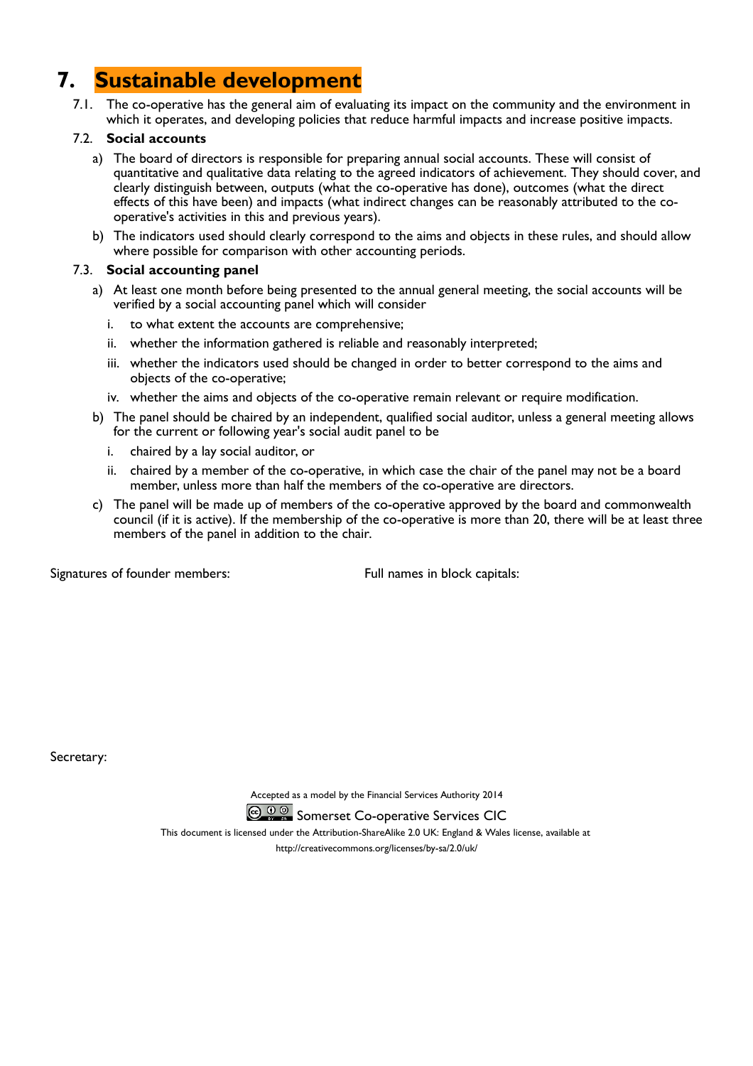# 7. Sustainable development

7.1. The co-operative has the general aim of evaluating its impact on the community and the environment in which it operates, and developing policies that reduce harmful impacts and increase positive impacts.

7.2. **Social accounts**

a) The board of directors is responsible for preparing annual social accounts. These will consist of quantitative and qualitative data relating to the agreed indicators of achievement. They should cover, and clearly distinguish between, outputs (what the co-operative has done), outcomes (what the direct effects of this have been) and impacts (what indirect changes can be reasonably attributed to the co-operative's activities in this and previous years).

b) The indicators used should clearly correspond to the aims and objects in these rules, and should allow where possible for comparison with other accounting periods.

7.3. **Social accounting panel**

a) At least one month before being presented to the annual general meeting, the social accounts will be verified by a social accounting panel which will consider

i. to what extent the accounts are comprehensive;

ii. whether the information gathered is reliable and reasonably interpreted;

iii. whether the indicators used should be changed in order to better correspond to the aims and objects of the co-operative;

iv. whether the aims and objects of the co-operative remain relevant or require modification.

b) The panel should be chaired by an independent, qualified social auditor, unless a general meeting allows for the current or following year's social audit panel to be

i. chaired by a lay social auditor, or

ii. chaired by a member of the co-operative, in which case the chair of the panel may not be a board member, unless more than half the members of the co-operative are directors.

c) The panel will be made up of members of the co-operative approved by the board and commonwealth council (if it is active). If the membership of the co-operative is more than 20, there will be at least three members of the panel in addition to the chair.

Signatures of founder members: Full names in block capitals:

Secretary:

Accepted as a model by the Financial Services Authority 2014

Somerset Co-operative Services CIC

This document is licensed under the Attribution-ShareAlike 2.0 UK: England & Wales license, available at http://creativecommons.org/licenses/by-sa/2.0/uk/